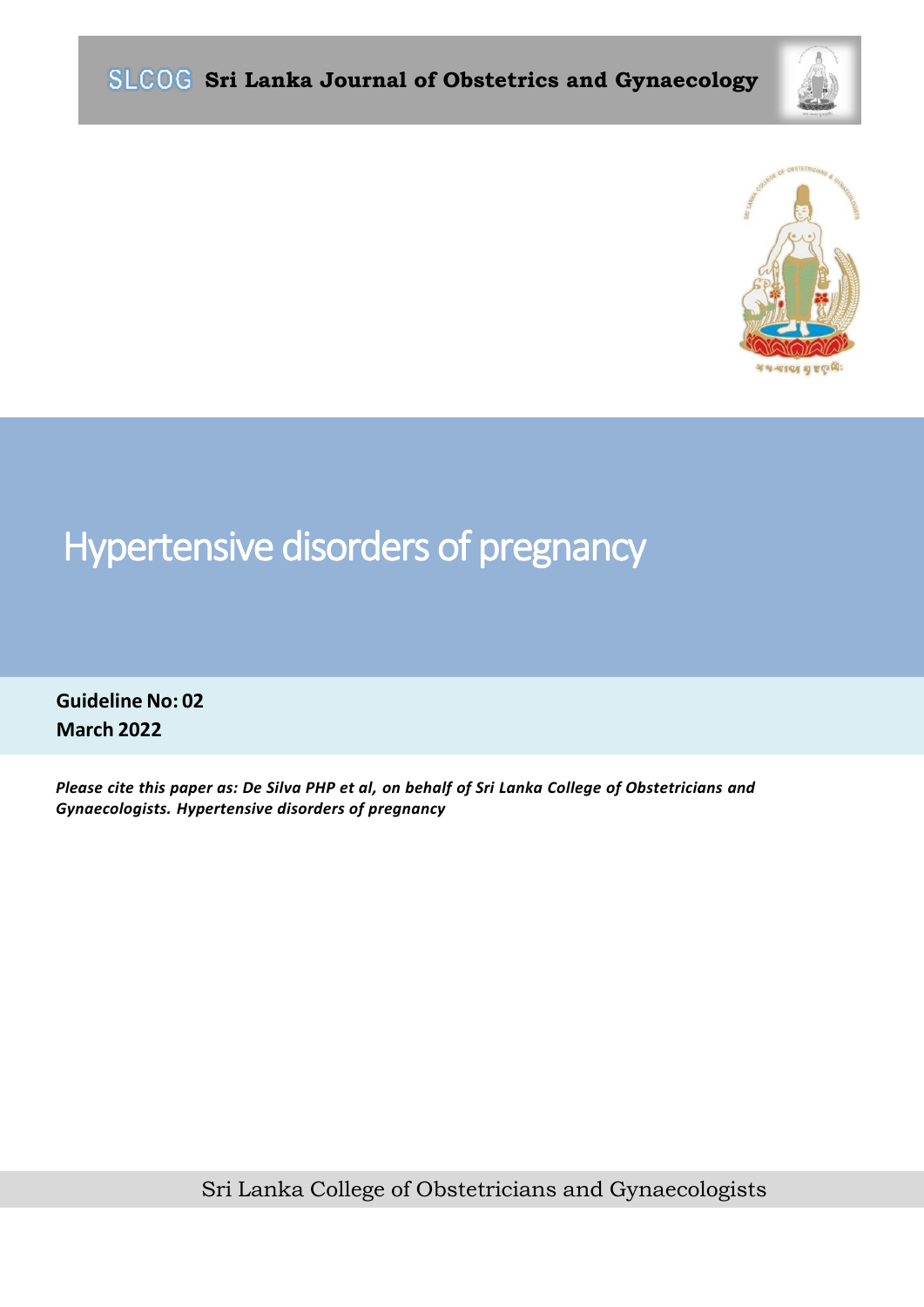**SLCOG** **Sri Lanka Journal of Obstetrics and Gynaecology**

# Hypertensive disorders of pregnancy

**Guideline No: 02**
**March 2022**

***Please cite this paper as: De Silva PHP et al, on behalf of Sri Lanka College of Obstetricians and Gynaecologists. Hypertensive disorders of pregnancy***

Sri Lanka College of Obstetricians and Gynaecologists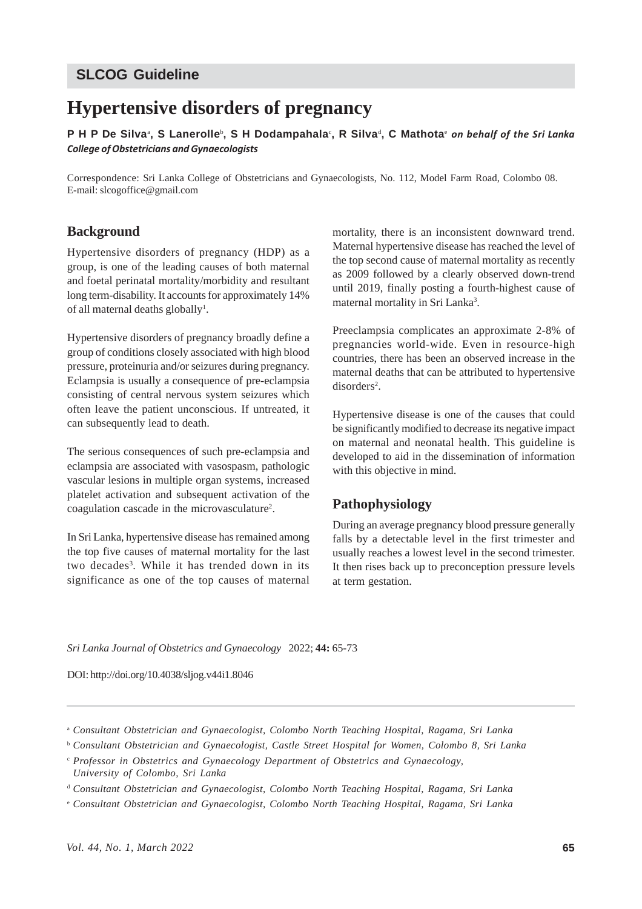## SLCOG Guideline

# Hypertensive disorders of pregnancy

**P H P De Silva[a], S Lanerolle[b], S H Dodampahala[c], R Silva[d], C Mathota[e]** ***on behalf of the Sri Lanka College of Obstetricians and Gynaecologists***

Correspondence: Sri Lanka College of Obstetricians and Gynaecologists, No. 112, Model Farm Road, Colombo 08. E-mail: slcogoffice@gmail.com

## Background

Hypertensive disorders of pregnancy (HDP) as a group, is one of the leading causes of both maternal and foetal perinatal mortality/morbidity and resultant long term-disability. It accounts for approximately 14% of all maternal deaths globally[1].

Hypertensive disorders of pregnancy broadly define a group of conditions closely associated with high blood pressure, proteinuria and/or seizures during pregnancy. Eclampsia is usually a consequence of pre-eclampsia consisting of central nervous system seizures which often leave the patient unconscious. If untreated, it can subsequently lead to death.

The serious consequences of such pre-eclampsia and eclampsia are associated with vasospasm, pathologic vascular lesions in multiple organ systems, increased platelet activation and subsequent activation of the coagulation cascade in the microvasculature[2].

In Sri Lanka, hypertensive disease has remained among the top five causes of maternal mortality for the last two decades[3]. While it has trended down in its significance as one of the top causes of maternal mortality, there is an inconsistent downward trend. Maternal hypertensive disease has reached the level of the top second cause of maternal mortality as recently as 2009 followed by a clearly observed down-trend until 2019, finally posting a fourth-highest cause of maternal mortality in Sri Lanka[3].

Preeclampsia complicates an approximate 2-8% of pregnancies world-wide. Even in resource-high countries, there has been an observed increase in the maternal deaths that can be attributed to hypertensive disorders[2].

Hypertensive disease is one of the causes that could be significantly modified to decrease its negative impact on maternal and neonatal health. This guideline is developed to aid in the dissemination of information with this objective in mind.

## Pathophysiology

During an average pregnancy blood pressure generally falls by a detectable level in the first trimester and usually reaches a lowest level in the second trimester. It then rises back up to preconception pressure levels at term gestation.

*Sri Lanka Journal of Obstetrics and Gynaecology* 2022; **44:** 65-73

DOI: http://doi.org/10.4038/sljog.v44i1.8046

[a] *Consultant Obstetrician and Gynaecologist, Colombo North Teaching Hospital, Ragama, Sri Lanka*

[b] *Consultant Obstetrician and Gynaecologist, Castle Street Hospital for Women, Colombo 8, Sri Lanka*

[c] *Professor in Obstetrics and Gynaecology Department of Obstetrics and Gynaecology, University of Colombo, Sri Lanka*

[d] *Consultant Obstetrician and Gynaecologist, Colombo North Teaching Hospital, Ragama, Sri Lanka*

[e] *Consultant Obstetrician and Gynaecologist, Colombo North Teaching Hospital, Ragama, Sri Lanka*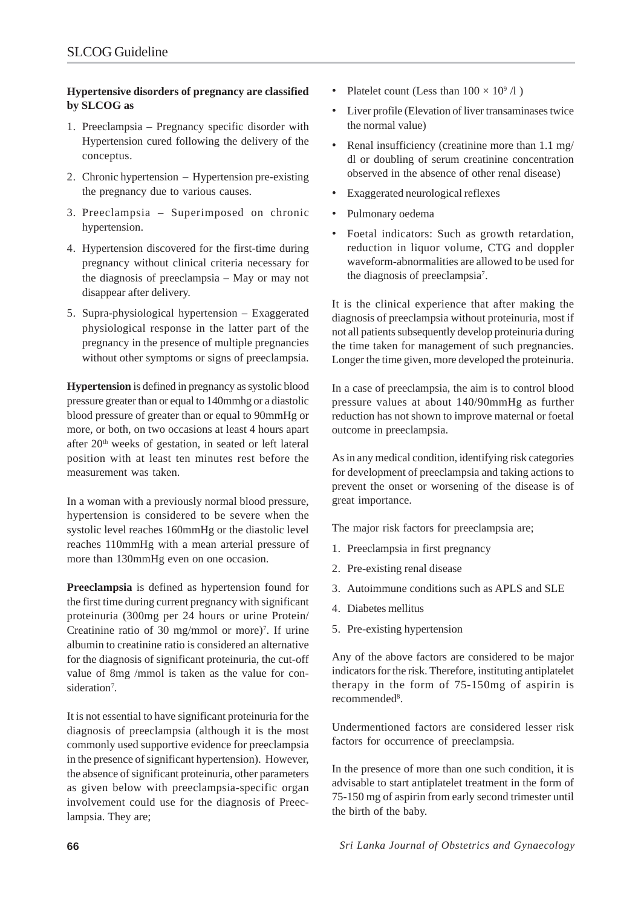**Hypertensive disorders of pregnancy are classified by SLCOG as**

1. Preeclampsia – Pregnancy specific disorder with Hypertension cured following the delivery of the conceptus.
2. Chronic hypertension – Hypertension pre-existing the pregnancy due to various causes.
3. Preeclampsia – Superimposed on chronic hypertension.
4. Hypertension discovered for the first-time during pregnancy without clinical criteria necessary for the diagnosis of preeclampsia – May or may not disappear after delivery.
5. Supra-physiological hypertension – Exaggerated physiological response in the latter part of the pregnancy in the presence of multiple pregnancies without other symptoms or signs of preeclampsia.

**Hypertension** is defined in pregnancy as systolic blood pressure greater than or equal to 140mmhg or a diastolic blood pressure of greater than or equal to 90mmHg or more, or both, on two occasions at least 4 hours apart after 20th weeks of gestation, in seated or left lateral position with at least ten minutes rest before the measurement was taken.

In a woman with a previously normal blood pressure, hypertension is considered to be severe when the systolic level reaches 160mmHg or the diastolic level reaches 110mmHg with a mean arterial pressure of more than 130mmHg even on one occasion.

**Preeclampsia** is defined as hypertension found for the first time during current pregnancy with significant proteinuria (300mg per 24 hours or urine Protein/ Creatinine ratio of 30 mg/mmol or more)[7]. If urine albumin to creatinine ratio is considered an alternative for the diagnosis of significant proteinuria, the cut-off value of 8mg /mmol is taken as the value for consideration[7].

It is not essential to have significant proteinuria for the diagnosis of preeclampsia (although it is the most commonly used supportive evidence for preeclampsia in the presence of significant hypertension). However, the absence of significant proteinuria, other parameters as given below with preeclampsia-specific organ involvement could use for the diagnosis of Preeclampsia. They are;

- Platelet count (Less than $100 \times 10^9$ /l )
- Liver profile (Elevation of liver transaminases twice the normal value)
- Renal insufficiency (creatinine more than 1.1 mg/dl or doubling of serum creatinine concentration observed in the absence of other renal disease)
- Exaggerated neurological reflexes
- Pulmonary oedema
- Foetal indicators: Such as growth retardation, reduction in liquor volume, CTG and doppler waveform-abnormalities are allowed to be used for the diagnosis of preeclampsia[7].

It is the clinical experience that after making the diagnosis of preeclampsia without proteinuria, most if not all patients subsequently develop proteinuria during the time taken for management of such pregnancies. Longer the time given, more developed the proteinuria.

In a case of preeclampsia, the aim is to control blood pressure values at about 140/90mmHg as further reduction has not shown to improve maternal or foetal outcome in preeclampsia.

As in any medical condition, identifying risk categories for development of preeclampsia and taking actions to prevent the onset or worsening of the disease is of great importance.

The major risk factors for preeclampsia are;

1. Preeclampsia in first pregnancy
2. Pre-existing renal disease
3. Autoimmune conditions such as APLS and SLE
4. Diabetes mellitus
5. Pre-existing hypertension

Any of the above factors are considered to be major indicators for the risk. Therefore, instituting antiplatelet therapy in the form of 75-150mg of aspirin is recommended[8].

Undermentioned factors are considered lesser risk factors for occurrence of preeclampsia.

In the presence of more than one such condition, it is advisable to start antiplatelet treatment in the form of 75-150 mg of aspirin from early second trimester until the birth of the baby.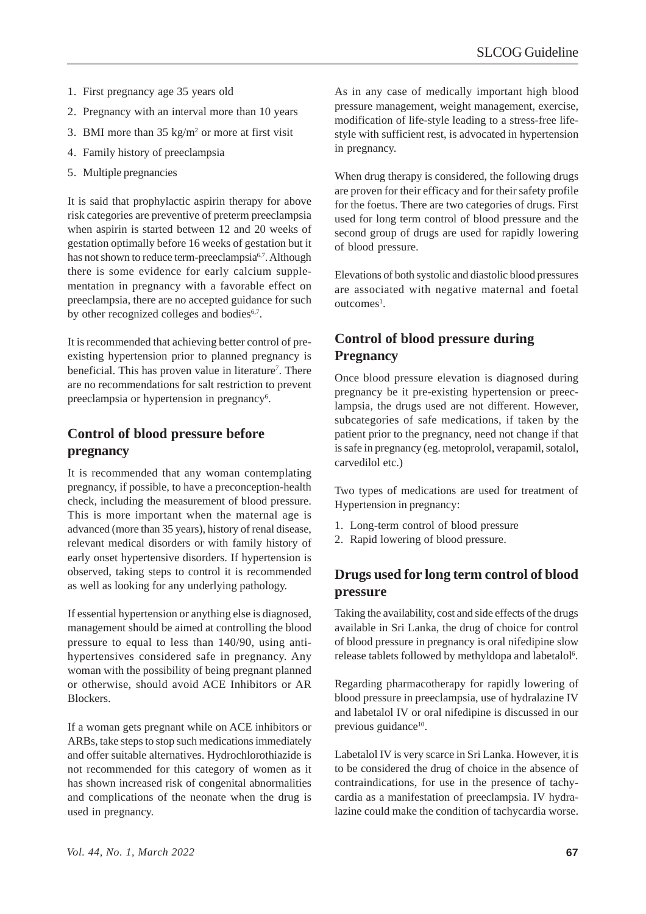1. First pregnancy age 35 years old
2. Pregnancy with an interval more than 10 years
3. BMI more than 35 $kg/m^2$ or more at first visit
4. Family history of preeclampsia
5. Multiple pregnancies

It is said that prophylactic aspirin therapy for above risk categories are preventive of preterm preeclampsia when aspirin is started between 12 and 20 weeks of gestation optimally before 16 weeks of gestation but it has not shown to reduce term-preeclampsia[6,7]. Although there is some evidence for early calcium supplementation in pregnancy with a favorable effect on preeclampsia, there are no accepted guidance for such by other recognized colleges and bodies[6,7].

It is recommended that achieving better control of pre-existing hypertension prior to planned pregnancy is beneficial. This has proven value in literature[7]. There are no recommendations for salt restriction to prevent preeclampsia or hypertension in pregnancy[6].

## Control of blood pressure before pregnancy

It is recommended that any woman contemplating pregnancy, if possible, to have a preconception-health check, including the measurement of blood pressure. This is more important when the maternal age is advanced (more than 35 years), history of renal disease, relevant medical disorders or with family history of early onset hypertensive disorders. If hypertension is observed, taking steps to control it is recommended as well as looking for any underlying pathology.

If essential hypertension or anything else is diagnosed, management should be aimed at controlling the blood pressure to equal to less than 140/90, using anti-hypertensives considered safe in pregnancy. Any woman with the possibility of being pregnant planned or otherwise, should avoid ACE Inhibitors or AR Blockers.

If a woman gets pregnant while on ACE inhibitors or ARBs, take steps to stop such medications immediately and offer suitable alternatives. Hydrochlorothiazide is not recommended for this category of women as it has shown increased risk of congenital abnormalities and complications of the neonate when the drug is used in pregnancy.

As in any case of medically important high blood pressure management, weight management, exercise, modification of life-style leading to a stress-free life-style with sufficient rest, is advocated in hypertension in pregnancy.

When drug therapy is considered, the following drugs are proven for their efficacy and for their safety profile for the foetus. There are two categories of drugs. First used for long term control of blood pressure and the second group of drugs are used for rapidly lowering of blood pressure.

Elevations of both systolic and diastolic blood pressures are associated with negative maternal and foetal outcomes[1].

## Control of blood pressure during Pregnancy

Once blood pressure elevation is diagnosed during pregnancy be it pre-existing hypertension or preeclampsia, the drugs used are not different. However, subcategories of safe medications, if taken by the patient prior to the pregnancy, need not change if that is safe in pregnancy (eg. metoprolol, verapamil, sotalol, carvedilol etc.)

Two types of medications are used for treatment of Hypertension in pregnancy:

1. Long-term control of blood pressure
2. Rapid lowering of blood pressure.

## Drugs used for long term control of blood pressure

Taking the availability, cost and side effects of the drugs available in Sri Lanka, the drug of choice for control of blood pressure in pregnancy is oral nifedipine slow release tablets followed by methyldopa and labetalol[6].

Regarding pharmacotherapy for rapidly lowering of blood pressure in preeclampsia, use of hydralazine IV and labetalol IV or oral nifedipine is discussed in our previous guidance[10].

Labetalol IV is very scarce in Sri Lanka. However, it is to be considered the drug of choice in the absence of contraindications, for use in the presence of tachycardia as a manifestation of preeclampsia. IV hydralazine could make the condition of tachycardia worse.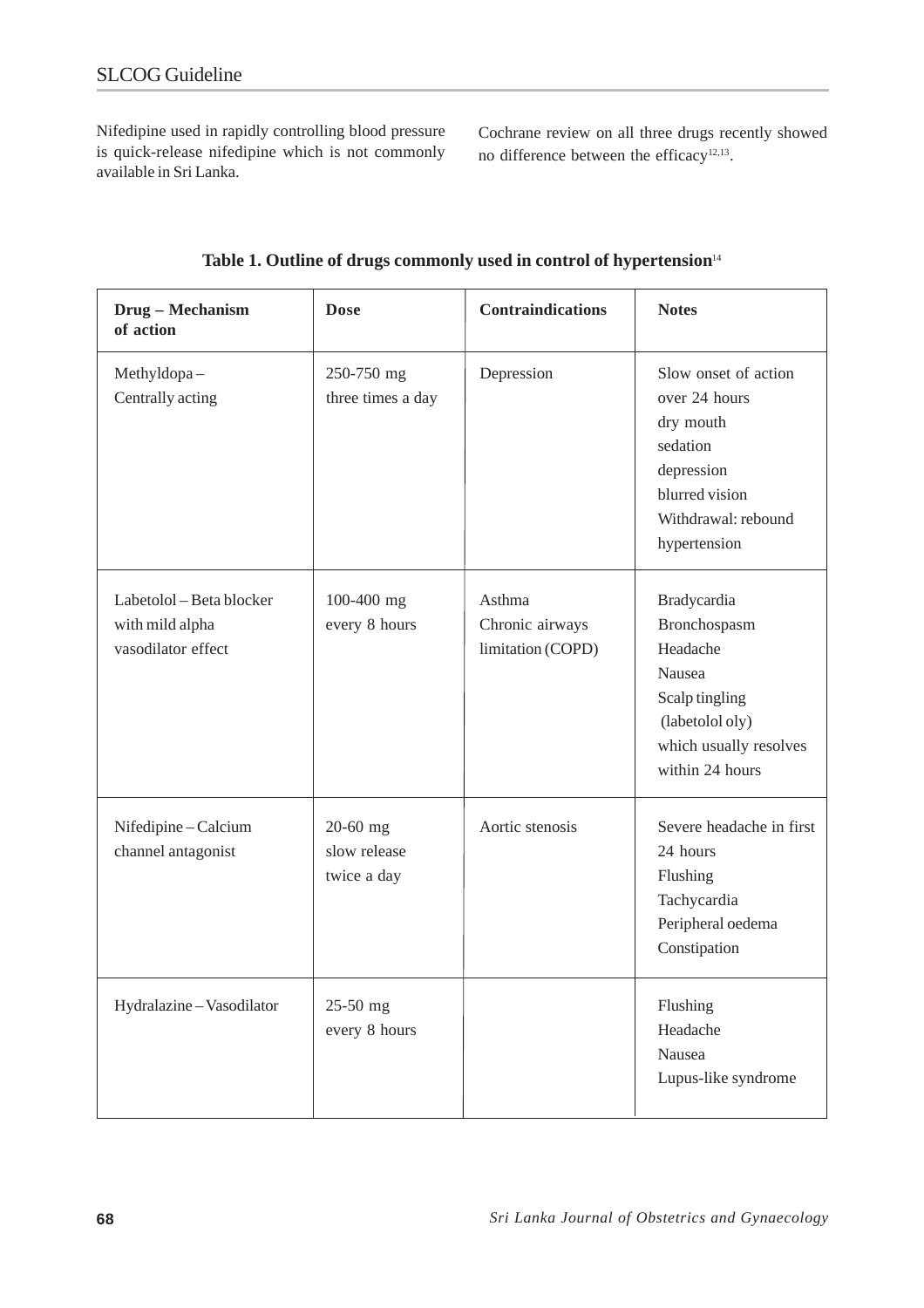Nifedipine used in rapidly controlling blood pressure is quick-release nifedipine which is not commonly available in Sri Lanka.

Cochrane review on all three drugs recently showed no difference between the efficacy[12,13].

**Table 1. Outline of drugs commonly used in control of hypertension**[14]

| Drug – Mechanism of action | Dose | Contraindications | Notes |
|---|---|---|---|
| Methyldopa – Centrally acting | 250-750 mg three times a day | Depression | Slow onset of action over 24 hours<br>dry mouth<br>sedation<br>depression<br>blurred vision<br>Withdrawal: rebound hypertension |
| Labetolol – Beta blocker with mild alpha vasodilator effect | 100-400 mg every 8 hours | Asthma<br>Chronic airways limitation (COPD) | Bradycardia<br>Bronchospasm<br>Headache<br>Nausea<br>Scalp tingling (labetolol oly) which usually resolves within 24 hours |
| Nifedipine – Calcium channel antagonist | 20-60 mg slow release twice a day | Aortic stenosis | Severe headache in first 24 hours<br>Flushing<br>Tachycardia<br>Peripheral oedema<br>Constipation |
| Hydralazine – Vasodilator | 25-50 mg every 8 hours | | Flushing<br>Headache<br>Nausea<br>Lupus-like syndrome |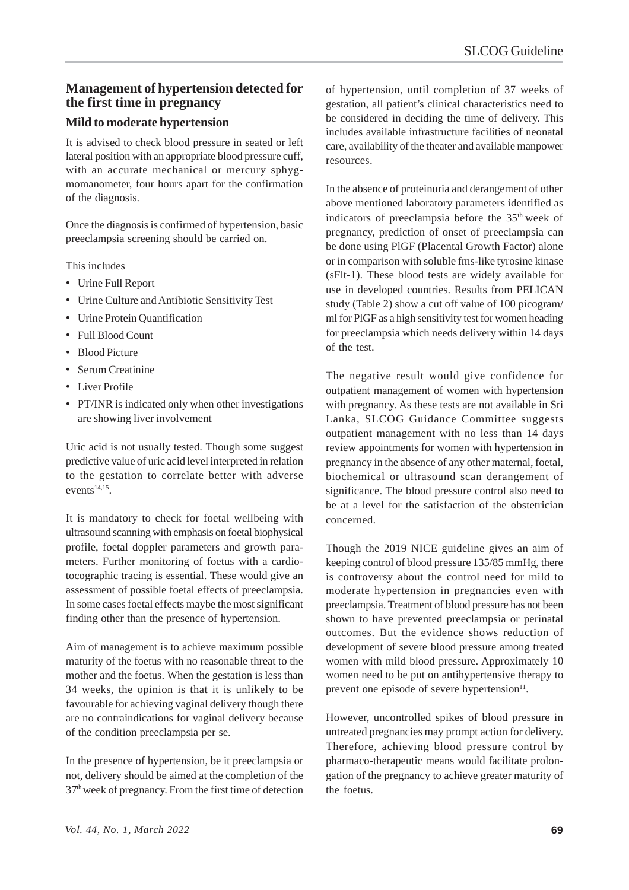## Management of hypertension detected for the first time in pregnancy

### Mild to moderate hypertension

It is advised to check blood pressure in seated or left lateral position with an appropriate blood pressure cuff, with an accurate mechanical or mercury sphygmomanometer, four hours apart for the confirmation of the diagnosis.

Once the diagnosis is confirmed of hypertension, basic preeclampsia screening should be carried on.

This includes

- Urine Full Report
- Urine Culture and Antibiotic Sensitivity Test
- Urine Protein Quantification
- Full Blood Count
- Blood Picture
- Serum Creatinine
- Liver Profile
- PT/INR is indicated only when other investigations are showing liver involvement

Uric acid is not usually tested. Though some suggest predictive value of uric acid level interpreted in relation to the gestation to correlate better with adverse events[14,15].

It is mandatory to check for foetal wellbeing with ultrasound scanning with emphasis on foetal biophysical profile, foetal doppler parameters and growth parameters. Further monitoring of foetus with a cardiotocographic tracing is essential. These would give an assessment of possible foetal effects of preeclampsia. In some cases foetal effects maybe the most significant finding other than the presence of hypertension.

Aim of management is to achieve maximum possible maturity of the foetus with no reasonable threat to the mother and the foetus. When the gestation is less than 34 weeks, the opinion is that it is unlikely to be favourable for achieving vaginal delivery though there are no contraindications for vaginal delivery because of the condition preeclampsia per se.

In the presence of hypertension, be it preeclampsia or not, delivery should be aimed at the completion of the 37th week of pregnancy. From the first time of detection of hypertension, until completion of 37 weeks of gestation, all patient's clinical characteristics need to be considered in deciding the time of delivery. This includes available infrastructure facilities of neonatal care, availability of the theater and available manpower resources.

In the absence of proteinuria and derangement of other above mentioned laboratory parameters identified as indicators of preeclampsia before the 35th week of pregnancy, prediction of onset of preeclampsia can be done using PlGF (Placental Growth Factor) alone or in comparison with soluble fms-like tyrosine kinase (sFlt-1). These blood tests are widely available for use in developed countries. Results from PELICAN study (Table 2) show a cut off value of 100 picogram/ml for PlGF as a high sensitivity test for women heading for preeclampsia which needs delivery within 14 days of the test.

The negative result would give confidence for outpatient management of women with hypertension with pregnancy. As these tests are not available in Sri Lanka, SLCOG Guidance Committee suggests outpatient management with no less than 14 days review appointments for women with hypertension in pregnancy in the absence of any other maternal, foetal, biochemical or ultrasound scan derangement of significance. The blood pressure control also need to be at a level for the satisfaction of the obstetrician concerned.

Though the 2019 NICE guideline gives an aim of keeping control of blood pressure 135/85 mmHg, there is controversy about the control need for mild to moderate hypertension in pregnancies even with preeclampsia. Treatment of blood pressure has not been shown to have prevented preeclampsia or perinatal outcomes. But the evidence shows reduction of development of severe blood pressure among treated women with mild blood pressure. Approximately 10 women need to be put on antihypertensive therapy to prevent one episode of severe hypertension[11].

However, uncontrolled spikes of blood pressure in untreated pregnancies may prompt action for delivery. Therefore, achieving blood pressure control by pharmaco-therapeutic means would facilitate prolongation of the pregnancy to achieve greater maturity of the foetus.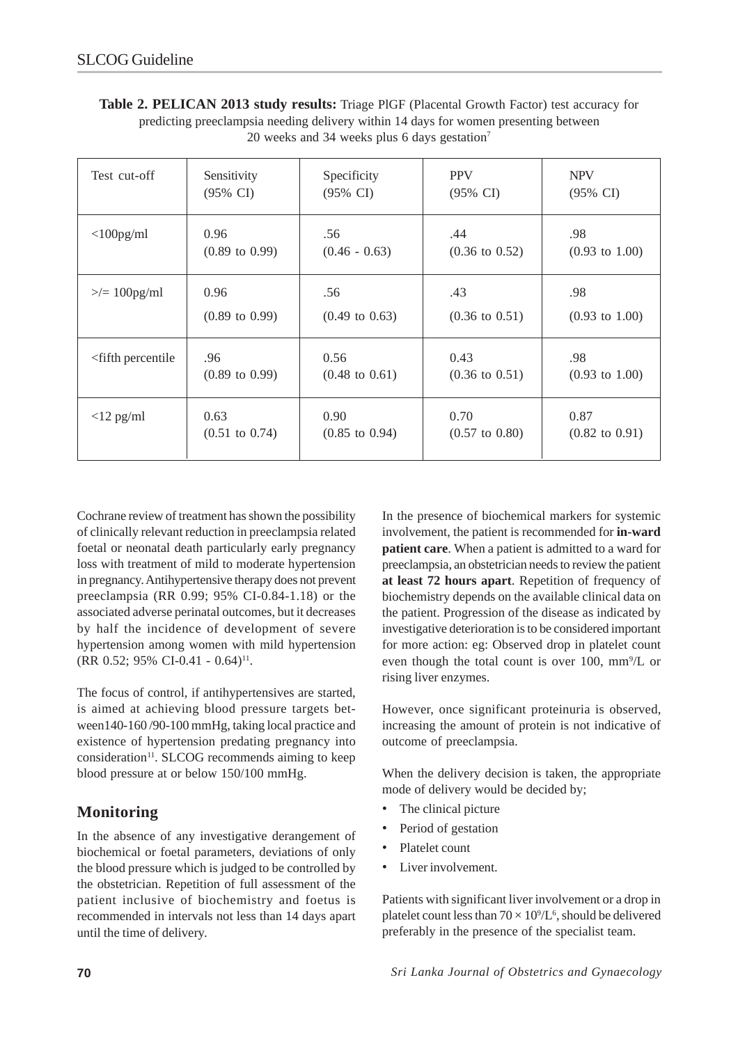**Table 2. PELICAN 2013 study results:** Triage PlGF (Placental Growth Factor) test accuracy for predicting preeclampsia needing delivery within 14 days for women presenting between 20 weeks and 34 weeks plus 6 days gestation[7]

| Test cut-off | Sensitivity (95% CI) | Specificity (95% CI) | PPV (95% CI) | NPV (95% CI) |
|---|---|---|---|---|
| <100pg/ml | 0.96 (0.89 to 0.99) | .56 (0.46 - 0.63) | .44 (0.36 to 0.52) | .98 (0.93 to 1.00) |
| >/= 100pg/ml | 0.96 (0.89 to 0.99) | .56 (0.49 to 0.63) | .43 (0.36 to 0.51) | .98 (0.93 to 1.00) |
| <fifth percentile | .96 (0.89 to 0.99) | 0.56 (0.48 to 0.61) | 0.43 (0.36 to 0.51) | .98 (0.93 to 1.00) |
| <12 pg/ml | 0.63 (0.51 to 0.74) | 0.90 (0.85 to 0.94) | 0.70 (0.57 to 0.80) | 0.87 (0.82 to 0.91) |

Cochrane review of treatment has shown the possibility of clinically relevant reduction in preeclampsia related foetal or neonatal death particularly early pregnancy loss with treatment of mild to moderate hypertension in pregnancy. Antihypertensive therapy does not prevent preeclampsia (RR 0.99; 95% CI-0.84-1.18) or the associated adverse perinatal outcomes, but it decreases by half the incidence of development of severe hypertension among women with mild hypertension (RR 0.52; 95% CI-0.41 - 0.64)[11].

The focus of control, if antihypertensives are started, is aimed at achieving blood pressure targets between140-160 /90-100 mmHg, taking local practice and existence of hypertension predating pregnancy into consideration[11]. SLCOG recommends aiming to keep blood pressure at or below 150/100 mmHg.

## Monitoring

In the absence of any investigative derangement of biochemical or foetal parameters, deviations of only the blood pressure which is judged to be controlled by the obstetrician. Repetition of full assessment of the patient inclusive of biochemistry and foetus is recommended in intervals not less than 14 days apart until the time of delivery.

In the presence of biochemical markers for systemic involvement, the patient is recommended for **in-ward patient care**. When a patient is admitted to a ward for preeclampsia, an obstetrician needs to review the patient **at least 72 hours apart**. Repetition of frequency of biochemistry depends on the available clinical data on the patient. Progression of the disease as indicated by investigative deterioration is to be considered important for more action: eg: Observed drop in platelet count even though the total count is over 100, mm$^9$/L or rising liver enzymes.

However, once significant proteinuria is observed, increasing the amount of protein is not indicative of outcome of preeclampsia.

When the delivery decision is taken, the appropriate mode of delivery would be decided by;

- The clinical picture
- Period of gestation
- Platelet count
- Liver involvement.

Patients with significant liver involvement or a drop in platelet count less than $70 \times 10^9/L^6$, should be delivered preferably in the presence of the specialist team.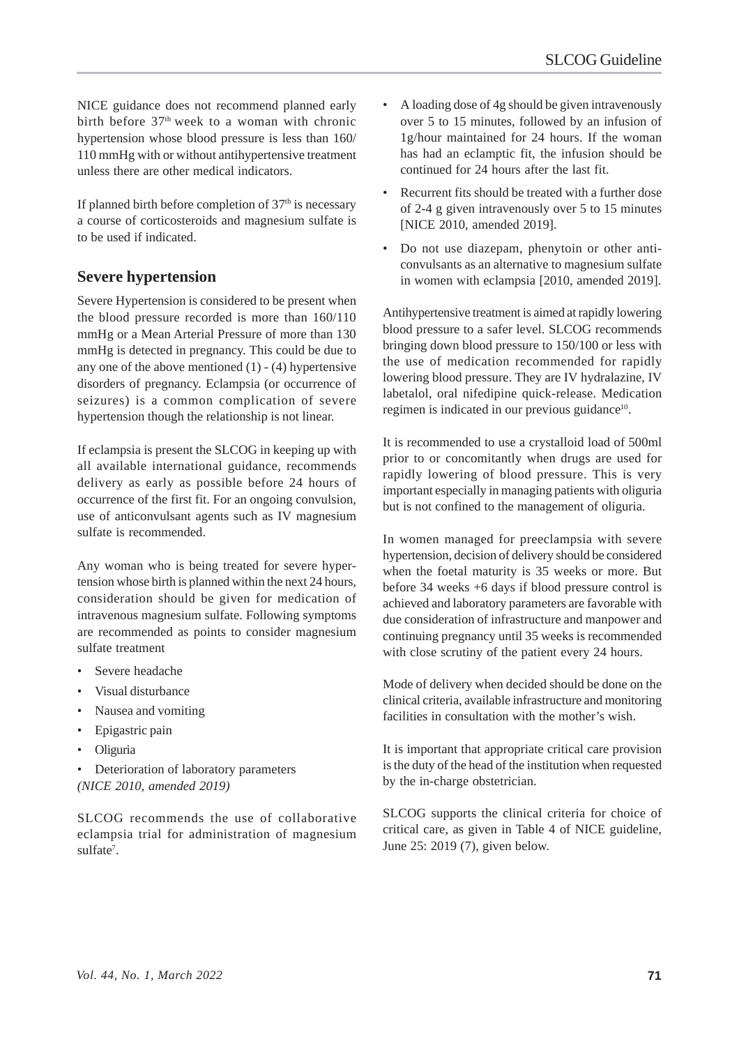NICE guidance does not recommend planned early birth before 37th week to a woman with chronic hypertension whose blood pressure is less than 160/110 mmHg with or without antihypertensive treatment unless there are other medical indicators.

If planned birth before completion of 37th is necessary a course of corticosteroids and magnesium sulfate is to be used if indicated.

## Severe hypertension

Severe Hypertension is considered to be present when the blood pressure recorded is more than 160/110 mmHg or a Mean Arterial Pressure of more than 130 mmHg is detected in pregnancy. This could be due to any one of the above mentioned (1) - (4) hypertensive disorders of pregnancy. Eclampsia (or occurrence of seizures) is a common complication of severe hypertension though the relationship is not linear.

If eclampsia is present the SLCOG in keeping up with all available international guidance, recommends delivery as early as possible before 24 hours of occurrence of the first fit. For an ongoing convulsion, use of anticonvulsant agents such as IV magnesium sulfate is recommended.

Any woman who is being treated for severe hypertension whose birth is planned within the next 24 hours, consideration should be given for medication of intravenous magnesium sulfate. Following symptoms are recommended as points to consider magnesium sulfate treatment

- Severe headache
- Visual disturbance
- Nausea and vomiting
- Epigastric pain
- Oliguria
- Deterioration of laboratory parameters

*(NICE 2010, amended 2019)*

SLCOG recommends the use of collaborative eclampsia trial for administration of magnesium sulfate[7].

- A loading dose of 4g should be given intravenously over 5 to 15 minutes, followed by an infusion of 1g/hour maintained for 24 hours. If the woman has had an eclamptic fit, the infusion should be continued for 24 hours after the last fit.
- Recurrent fits should be treated with a further dose of 2-4 g given intravenously over 5 to 15 minutes [NICE 2010, amended 2019].
- Do not use diazepam, phenytoin or other anticonvulsants as an alternative to magnesium sulfate in women with eclampsia [2010, amended 2019].

Antihypertensive treatment is aimed at rapidly lowering blood pressure to a safer level. SLCOG recommends bringing down blood pressure to 150/100 or less with the use of medication recommended for rapidly lowering blood pressure. They are IV hydralazine, IV labetalol, oral nifedipine quick-release. Medication regimen is indicated in our previous guidance[10].

It is recommended to use a crystalloid load of 500ml prior to or concomitantly when drugs are used for rapidly lowering of blood pressure. This is very important especially in managing patients with oliguria but is not confined to the management of oliguria.

In women managed for preeclampsia with severe hypertension, decision of delivery should be considered when the foetal maturity is 35 weeks or more. But before 34 weeks +6 days if blood pressure control is achieved and laboratory parameters are favorable with due consideration of infrastructure and manpower and continuing pregnancy until 35 weeks is recommended with close scrutiny of the patient every 24 hours.

Mode of delivery when decided should be done on the clinical criteria, available infrastructure and monitoring facilities in consultation with the mother's wish.

It is important that appropriate critical care provision is the duty of the head of the institution when requested by the in-charge obstetrician.

SLCOG supports the clinical criteria for choice of critical care, as given in Table 4 of NICE guideline, June 25: 2019 (7), given below.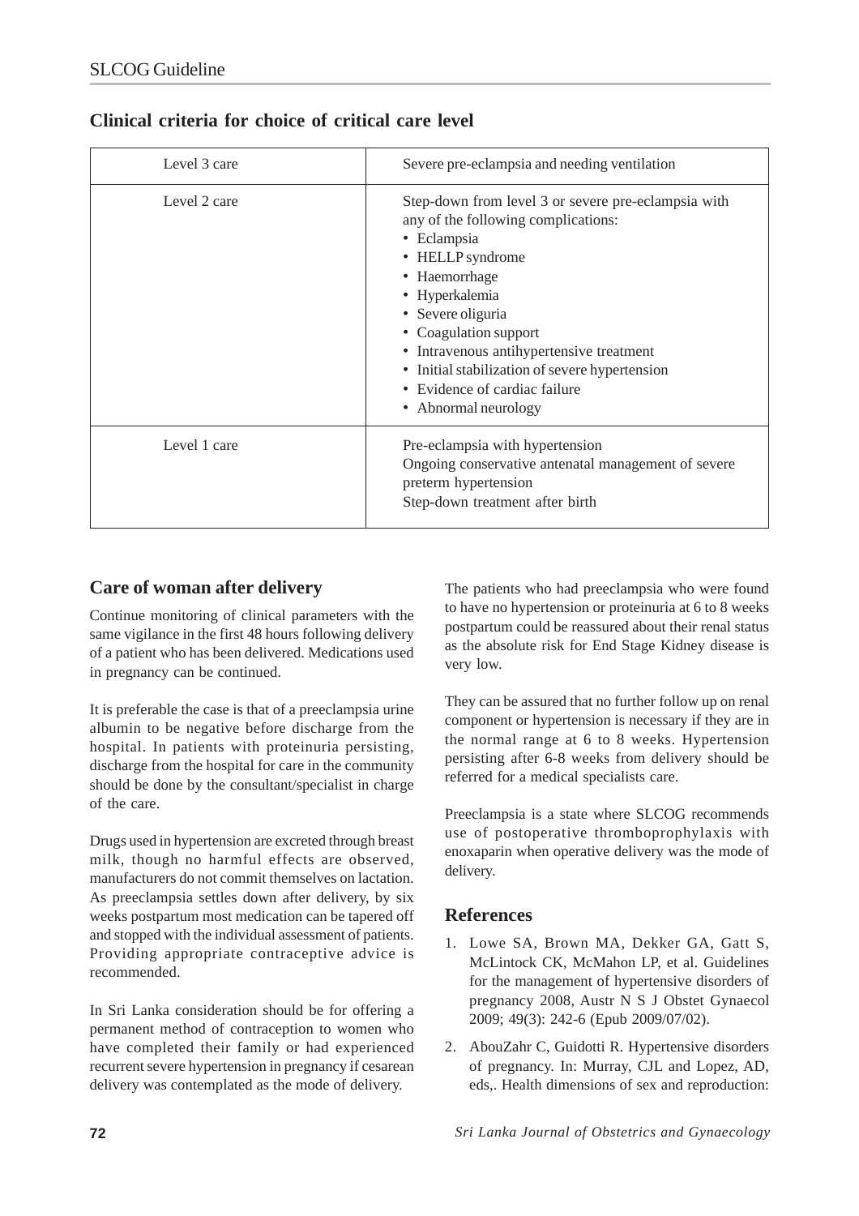## Clinical criteria for choice of critical care level

| Level | Criteria |
|---|---|
| Level 3 care | Severe pre-eclampsia and needing ventilation |
| Level 2 care | Step-down from level 3 or severe pre-eclampsia with any of the following complications:<br>• Eclampsia<br>• HELLP syndrome<br>• Haemorrhage<br>• Hyperkalemia<br>• Severe oliguria<br>• Coagulation support<br>• Intravenous antihypertensive treatment<br>• Initial stabilization of severe hypertension<br>• Evidence of cardiac failure<br>• Abnormal neurology |
| Level 1 care | Pre-eclampsia with hypertension<br>Ongoing conservative antenatal management of severe preterm hypertension<br>Step-down treatment after birth |

## Care of woman after delivery

Continue monitoring of clinical parameters with the same vigilance in the first 48 hours following delivery of a patient who has been delivered. Medications used in pregnancy can be continued.

It is preferable the case is that of a preeclampsia urine albumin to be negative before discharge from the hospital. In patients with proteinuria persisting, discharge from the hospital for care in the community should be done by the consultant/specialist in charge of the care.

Drugs used in hypertension are excreted through breast milk, though no harmful effects are observed, manufacturers do not commit themselves on lactation. As preeclampsia settles down after delivery, by six weeks postpartum most medication can be tapered off and stopped with the individual assessment of patients. Providing appropriate contraceptive advice is recommended.

In Sri Lanka consideration should be for offering a permanent method of contraception to women who have completed their family or had experienced recurrent severe hypertension in pregnancy if cesarean delivery was contemplated as the mode of delivery.

The patients who had preeclampsia who were found to have no hypertension or proteinuria at 6 to 8 weeks postpartum could be reassured about their renal status as the absolute risk for End Stage Kidney disease is very low.

They can be assured that no further follow up on renal component or hypertension is necessary if they are in the normal range at 6 to 8 weeks. Hypertension persisting after 6-8 weeks from delivery should be referred for a medical specialists care.

Preeclampsia is a state where SLCOG recommends use of postoperative thromboprophylaxis with enoxaparin when operative delivery was the mode of delivery.

## References

1. Lowe SA, Brown MA, Dekker GA, Gatt S, McLintock CK, McMahon LP, et al. Guidelines for the management of hypertensive disorders of pregnancy 2008, Austr N S J Obstet Gynaecol 2009; 49(3): 242-6 (Epub 2009/07/02).
2. AbouZahr C, Guidotti R. Hypertensive disorders of pregnancy. In: Murray, CJL and Lopez, AD, eds,. Health dimensions of sex and reproduction: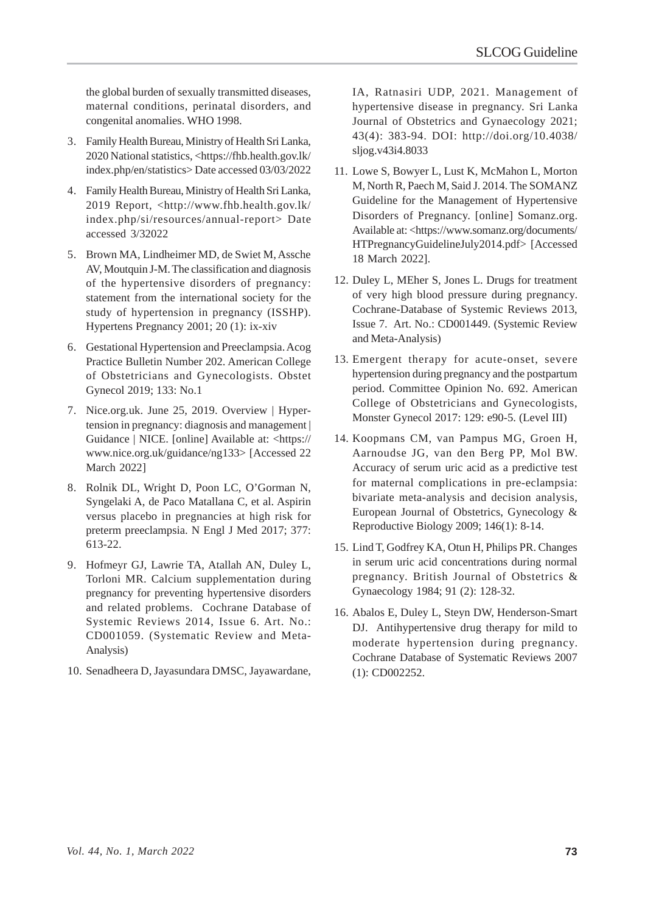the global burden of sexually transmitted diseases, maternal conditions, perinatal disorders, and congenital anomalies. WHO 1998.

3. Family Health Bureau, Ministry of Health Sri Lanka, 2020 National statistics, <https://fhb.health.gov.lk/index.php/en/statistics> Date accessed 03/03/2022

4. Family Health Bureau, Ministry of Health Sri Lanka, 2019 Report, <http://www.fhb.health.gov.lk/index.php/si/resources/annual-report> Date accessed 3/32022

5. Brown MA, Lindheimer MD, de Swiet M, Assche AV, Moutquin J-M. The classification and diagnosis of the hypertensive disorders of pregnancy: statement from the international society for the study of hypertension in pregnancy (ISSHP). Hypertens Pregnancy 2001; 20 (1): ix-xiv

6. Gestational Hypertension and Preeclampsia. Acog Practice Bulletin Number 202. American College of Obstetricians and Gynecologists. Obstet Gynecol 2019; 133: No.1

7. Nice.org.uk. June 25, 2019. Overview | Hypertension in pregnancy: diagnosis and management | Guidance | NICE. [online] Available at: <https://www.nice.org.uk/guidance/ng133> [Accessed 22 March 2022]

8. Rolnik DL, Wright D, Poon LC, O'Gorman N, Syngelaki A, de Paco Matallana C, et al. Aspirin versus placebo in pregnancies at high risk for preterm preeclampsia. N Engl J Med 2017; 377: 613-22.

9. Hofmeyr GJ, Lawrie TA, Atallah AN, Duley L, Torloni MR. Calcium supplementation during pregnancy for preventing hypertensive disorders and related problems. Cochrane Database of Systemic Reviews 2014, Issue 6. Art. No.: CD001059. (Systematic Review and Meta-Analysis)

10. Senadheera D, Jayasundara DMSC, Jayawardane, IA, Ratnasiri UDP, 2021. Management of hypertensive disease in pregnancy. Sri Lanka Journal of Obstetrics and Gynaecology 2021; 43(4): 383-94. DOI: http://doi.org/10.4038/sljog.v43i4.8033

11. Lowe S, Bowyer L, Lust K, McMahon L, Morton M, North R, Paech M, Said J. 2014. The SOMANZ Guideline for the Management of Hypertensive Disorders of Pregnancy. [online] Somanz.org. Available at: <https://www.somanz.org/documents/HTPregnancyGuidelineJuly2014.pdf> [Accessed 18 March 2022].

12. Duley L, MEher S, Jones L. Drugs for treatment of very high blood pressure during pregnancy. Cochrane-Database of Systemic Reviews 2013, Issue 7. Art. No.: CD001449. (Systemic Review and Meta-Analysis)

13. Emergent therapy for acute-onset, severe hypertension during pregnancy and the postpartum period. Committee Opinion No. 692. American College of Obstetricians and Gynecologists, Monster Gynecol 2017: 129: e90-5. (Level III)

14. Koopmans CM, van Pampus MG, Groen H, Aarnoudse JG, van den Berg PP, Mol BW. Accuracy of serum uric acid as a predictive test for maternal complications in pre-eclampsia: bivariate meta-analysis and decision analysis, European Journal of Obstetrics, Gynecology & Reproductive Biology 2009; 146(1): 8-14.

15. Lind T, Godfrey KA, Otun H, Philips PR. Changes in serum uric acid concentrations during normal pregnancy. British Journal of Obstetrics & Gynaecology 1984; 91 (2): 128-32.

16. Abalos E, Duley L, Steyn DW, Henderson-Smart DJ. Antihypertensive drug therapy for mild to moderate hypertension during pregnancy. Cochrane Database of Systematic Reviews 2007 (1): CD002252.